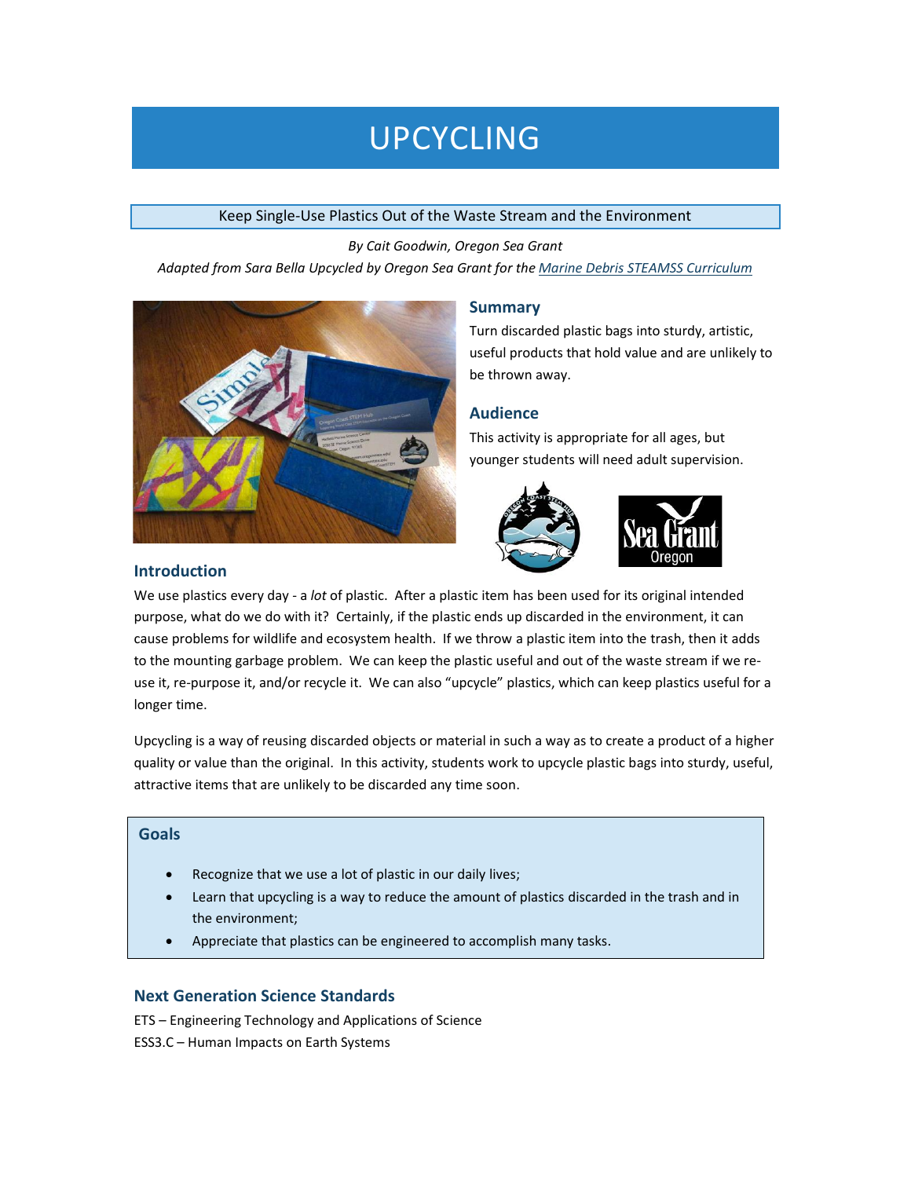# UPCYCLING

Keep Single-Use Plastics Out of the Waste Stream and the Environment

*By Cait Goodwin, Oregon Sea Grant*

*Adapted from Sara Bella Upcycled by Oregon Sea Grant for the Marine Debris STEAMSS Curriculum*

## Summary

Turn discarded plastic bags into sturdy, artistic, useful products that hold value and are unlikely to be thrown away.

## Audience

This activity is appropriate for all ages, but younger students will need adult supervision.

## Introduction

We use plastics every day - a *lot* of plastic. After a plastic item has been used for its original intended purpose, what do we do with it? Certainly, if the plastic ends up discarded in the environment, it can cause problems for wildlife and ecosystem health. If we throw a plastic item into the trash, then it adds to the mounting garbage problem. We can keep the plastic useful and out of the waste stream if we re-use it, re-purpose it, and/or recycle it. We can also "upcycle" plastics, which can keep plastics useful for a longer time.

Upcycling is a way of reusing discarded objects or material in such a way as to create a product of a higher quality or value than the original. In this activity, students work to upcycle plastic bags into sturdy, useful, attractive items that are unlikely to be discarded any time soon.

## Goals

- Recognize that we use a lot of plastic in our daily lives;
- Learn that upcycling is a way to reduce the amount of plastics discarded in the trash and in the environment;
- Appreciate that plastics can be engineered to accomplish many tasks.

## Next Generation Science Standards

ETS – Engineering Technology and Applications of Science
ESS3.C – Human Impacts on Earth Systems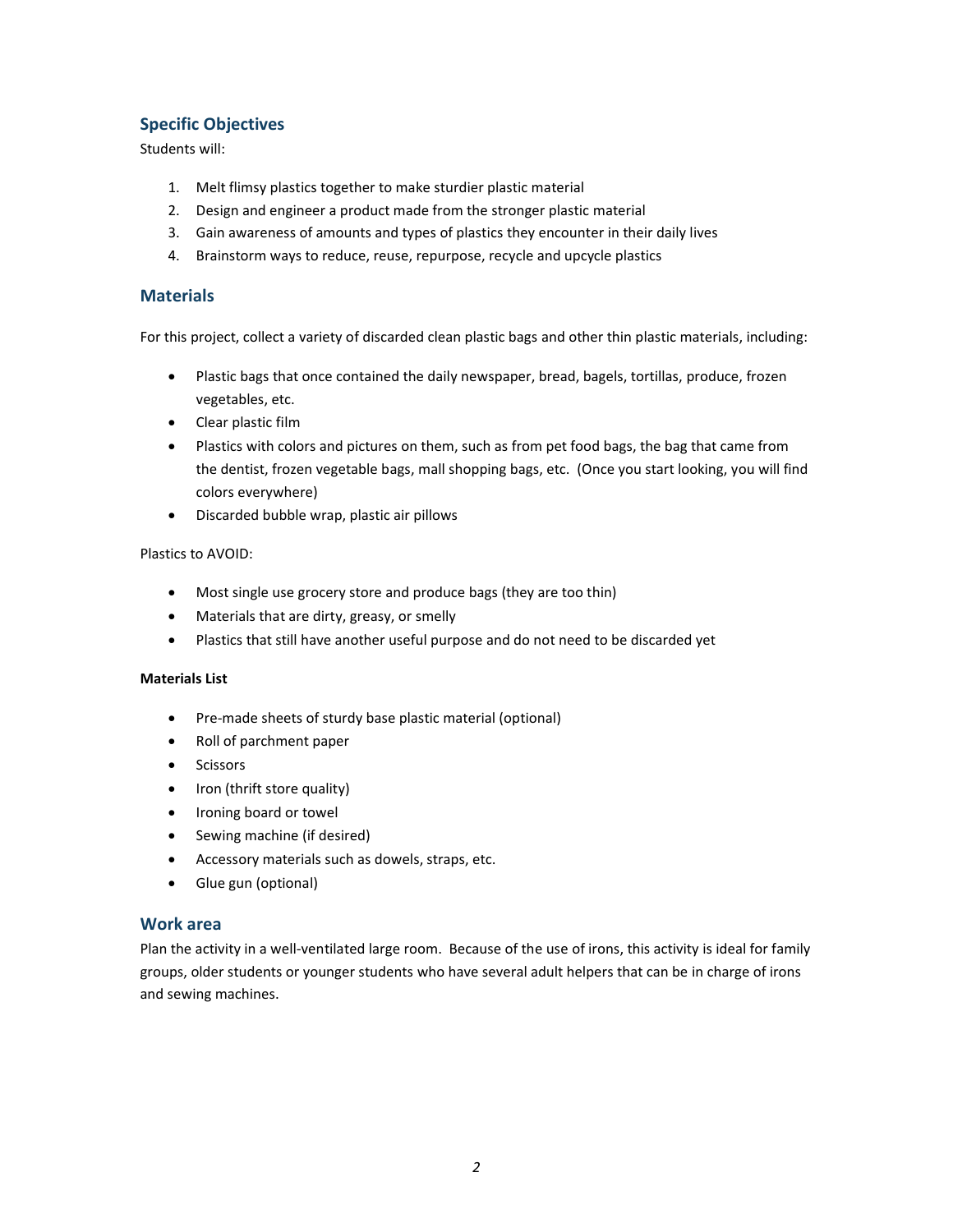## Specific Objectives

Students will:

1. Melt flimsy plastics together to make sturdier plastic material
2. Design and engineer a product made from the stronger plastic material
3. Gain awareness of amounts and types of plastics they encounter in their daily lives
4. Brainstorm ways to reduce, reuse, repurpose, recycle and upcycle plastics

## Materials

For this project, collect a variety of discarded clean plastic bags and other thin plastic materials, including:

- Plastic bags that once contained the daily newspaper, bread, bagels, tortillas, produce, frozen vegetables, etc.
- Clear plastic film
- Plastics with colors and pictures on them, such as from pet food bags, the bag that came from the dentist, frozen vegetable bags, mall shopping bags, etc. (Once you start looking, you will find colors everywhere)
- Discarded bubble wrap, plastic air pillows

Plastics to AVOID:

- Most single use grocery store and produce bags (they are too thin)
- Materials that are dirty, greasy, or smelly
- Plastics that still have another useful purpose and do not need to be discarded yet

**Materials List**

- Pre-made sheets of sturdy base plastic material (optional)
- Roll of parchment paper
- Scissors
- Iron (thrift store quality)
- Ironing board or towel
- Sewing machine (if desired)
- Accessory materials such as dowels, straps, etc.
- Glue gun (optional)

## Work area

Plan the activity in a well-ventilated large room. Because of the use of irons, this activity is ideal for family groups, older students or younger students who have several adult helpers that can be in charge of irons and sewing machines.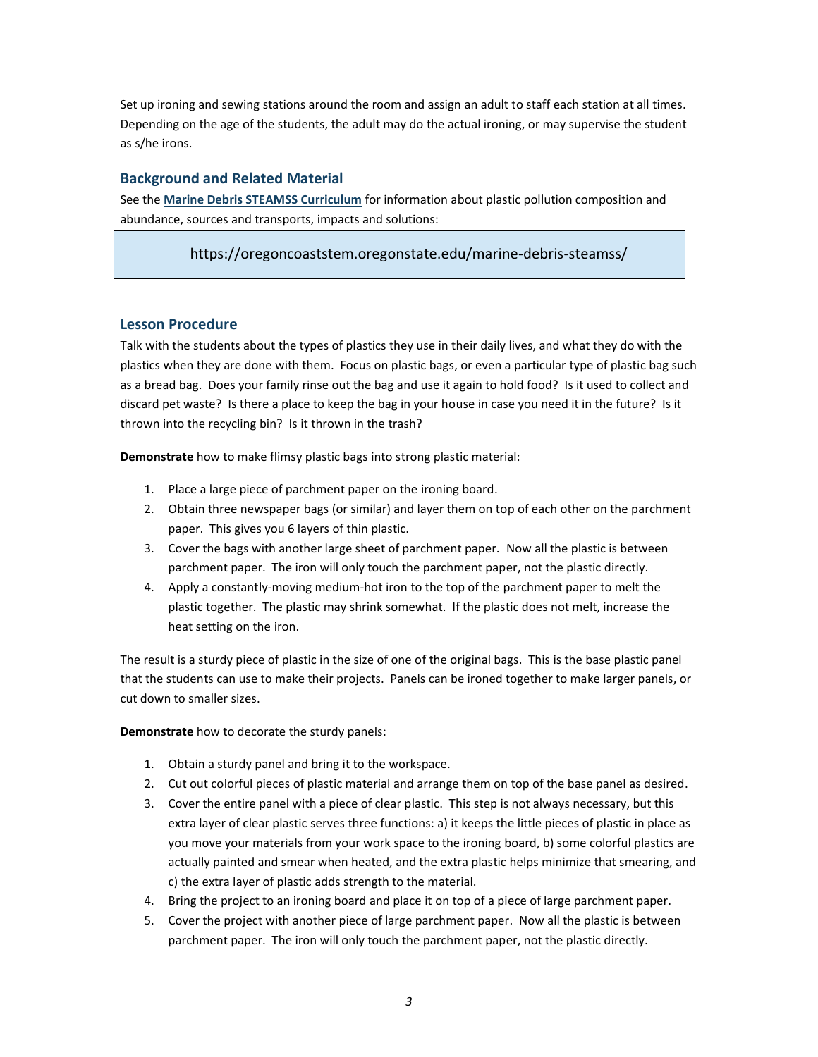Set up ironing and sewing stations around the room and assign an adult to staff each station at all times. Depending on the age of the students, the adult may do the actual ironing, or may supervise the student as s/he irons.

## Background and Related Material

See the **[Marine Debris STEAMSS Curriculum](https://oregoncoaststem.oregonstate.edu/marine-debris-steamss/)** for information about plastic pollution composition and abundance, sources and transports, impacts and solutions:

> https://oregoncoaststem.oregonstate.edu/marine-debris-steamss/

## Lesson Procedure

Talk with the students about the types of plastics they use in their daily lives, and what they do with the plastics when they are done with them. Focus on plastic bags, or even a particular type of plastic bag such as a bread bag. Does your family rinse out the bag and use it again to hold food? Is it used to collect and discard pet waste? Is there a place to keep the bag in your house in case you need it in the future? Is it thrown into the recycling bin? Is it thrown in the trash?

**Demonstrate** how to make flimsy plastic bags into strong plastic material:

1. Place a large piece of parchment paper on the ironing board.
2. Obtain three newspaper bags (or similar) and layer them on top of each other on the parchment paper. This gives you 6 layers of thin plastic.
3. Cover the bags with another large sheet of parchment paper. Now all the plastic is between parchment paper. The iron will only touch the parchment paper, not the plastic directly.
4. Apply a constantly-moving medium-hot iron to the top of the parchment paper to melt the plastic together. The plastic may shrink somewhat. If the plastic does not melt, increase the heat setting on the iron.

The result is a sturdy piece of plastic in the size of one of the original bags. This is the base plastic panel that the students can use to make their projects. Panels can be ironed together to make larger panels, or cut down to smaller sizes.

**Demonstrate** how to decorate the sturdy panels:

1. Obtain a sturdy panel and bring it to the workspace.
2. Cut out colorful pieces of plastic material and arrange them on top of the base panel as desired.
3. Cover the entire panel with a piece of clear plastic. This step is not always necessary, but this extra layer of clear plastic serves three functions: a) it keeps the little pieces of plastic in place as you move your materials from your work space to the ironing board, b) some colorful plastics are actually painted and smear when heated, and the extra plastic helps minimize that smearing, and c) the extra layer of plastic adds strength to the material.
4. Bring the project to an ironing board and place it on top of a piece of large parchment paper.
5. Cover the project with another piece of large parchment paper. Now all the plastic is between parchment paper. The iron will only touch the parchment paper, not the plastic directly.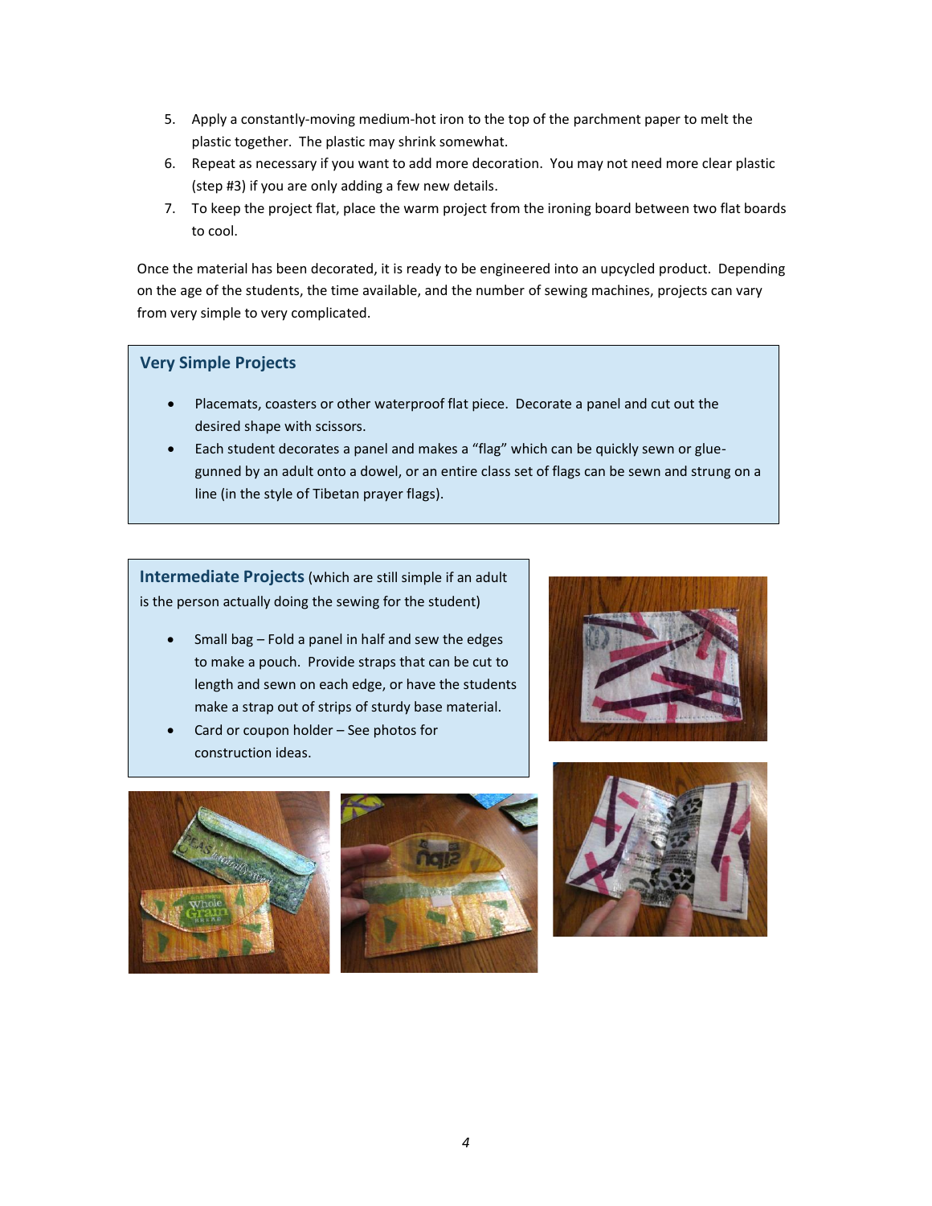5. Apply a constantly-moving medium-hot iron to the top of the parchment paper to melt the plastic together. The plastic may shrink somewhat.
6. Repeat as necessary if you want to add more decoration. You may not need more clear plastic (step #3) if you are only adding a few new details.
7. To keep the project flat, place the warm project from the ironing board between two flat boards to cool.

Once the material has been decorated, it is ready to be engineered into an upcycled product. Depending on the age of the students, the time available, and the number of sewing machines, projects can vary from very simple to very complicated.

### Very Simple Projects

- Placemats, coasters or other waterproof flat piece. Decorate a panel and cut out the desired shape with scissors.
- Each student decorates a panel and makes a "flag" which can be quickly sewn or glue-gunned by an adult onto a dowel, or an entire class set of flags can be sewn and strung on a line (in the style of Tibetan prayer flags).

### Intermediate Projects (which are still simple if an adult is the person actually doing the sewing for the student)

- Small bag – Fold a panel in half and sew the edges to make a pouch. Provide straps that can be cut to length and sewn on each edge, or have the students make a strap out of strips of sturdy base material.
- Card or coupon holder – See photos for construction ideas.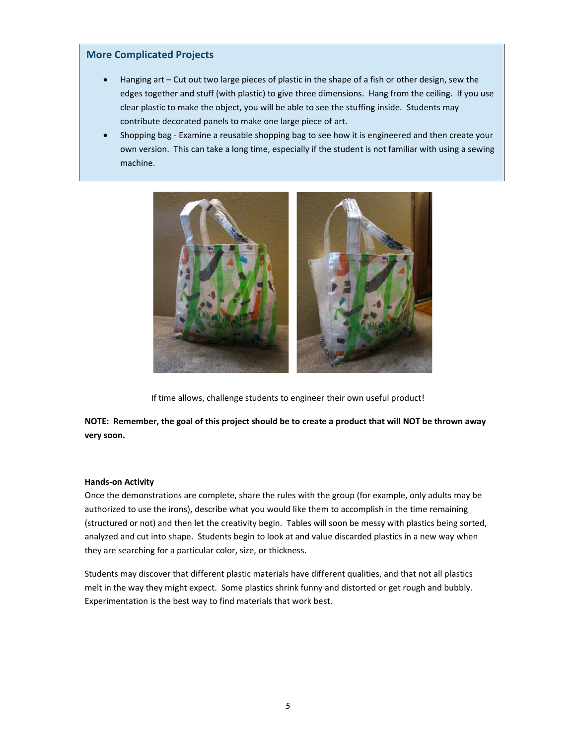### More Complicated Projects

- Hanging art – Cut out two large pieces of plastic in the shape of a fish or other design, sew the edges together and stuff (with plastic) to give three dimensions. Hang from the ceiling. If you use clear plastic to make the object, you will be able to see the stuffing inside. Students may contribute decorated panels to make one large piece of art.
- Shopping bag - Examine a reusable shopping bag to see how it is engineered and then create your own version. This can take a long time, especially if the student is not familiar with using a sewing machine.

If time allows, challenge students to engineer their own useful product!

**NOTE: Remember, the goal of this project should be to create a product that will NOT be thrown away very soon.**

**Hands-on Activity**

Once the demonstrations are complete, share the rules with the group (for example, only adults may be authorized to use the irons), describe what you would like them to accomplish in the time remaining (structured or not) and then let the creativity begin. Tables will soon be messy with plastics being sorted, analyzed and cut into shape. Students begin to look at and value discarded plastics in a new way when they are searching for a particular color, size, or thickness.

Students may discover that different plastic materials have different qualities, and that not all plastics melt in the way they might expect. Some plastics shrink funny and distorted or get rough and bubbly. Experimentation is the best way to find materials that work best.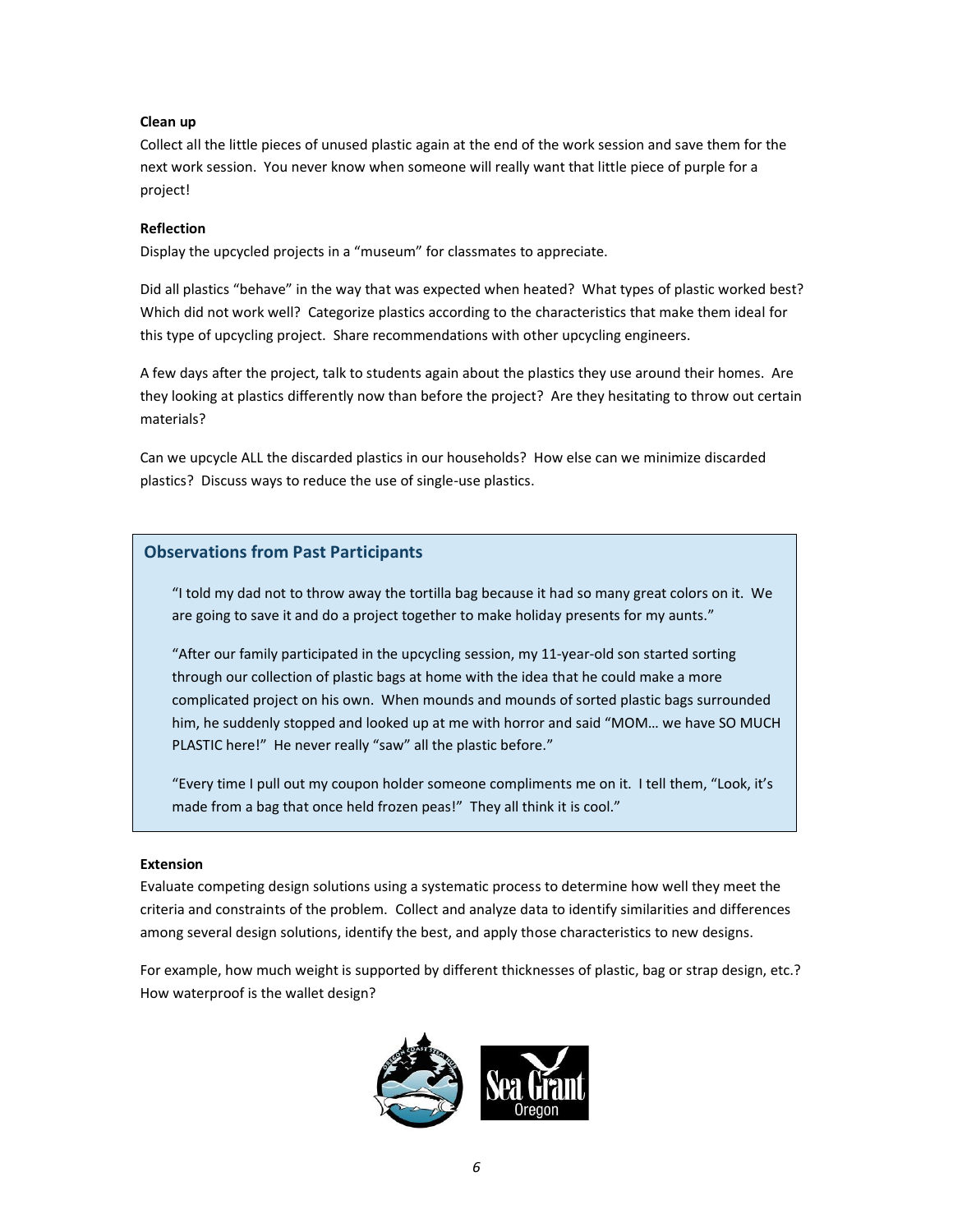**Clean up**

Collect all the little pieces of unused plastic again at the end of the work session and save them for the next work session. You never know when someone will really want that little piece of purple for a project!

**Reflection**

Display the upcycled projects in a "museum" for classmates to appreciate.

Did all plastics "behave" in the way that was expected when heated? What types of plastic worked best? Which did not work well? Categorize plastics according to the characteristics that make them ideal for this type of upcycling project. Share recommendations with other upcycling engineers.

A few days after the project, talk to students again about the plastics they use around their homes. Are they looking at plastics differently now than before the project? Are they hesitating to throw out certain materials?

Can we upcycle ALL the discarded plastics in our households? How else can we minimize discarded plastics? Discuss ways to reduce the use of single-use plastics.

### Observations from Past Participants

"I told my dad not to throw away the tortilla bag because it had so many great colors on it. We are going to save it and do a project together to make holiday presents for my aunts."

"After our family participated in the upcycling session, my 11-year-old son started sorting through our collection of plastic bags at home with the idea that he could make a more complicated project on his own. When mounds and mounds of sorted plastic bags surrounded him, he suddenly stopped and looked up at me with horror and said "MOM… we have SO MUCH PLASTIC here!" He never really "saw" all the plastic before."

"Every time I pull out my coupon holder someone compliments me on it. I tell them, "Look, it's made from a bag that once held frozen peas!" They all think it is cool."

**Extension**

Evaluate competing design solutions using a systematic process to determine how well they meet the criteria and constraints of the problem. Collect and analyze data to identify similarities and differences among several design solutions, identify the best, and apply those characteristics to new designs.

For example, how much weight is supported by different thicknesses of plastic, bag or strap design, etc.? How waterproof is the wallet design?